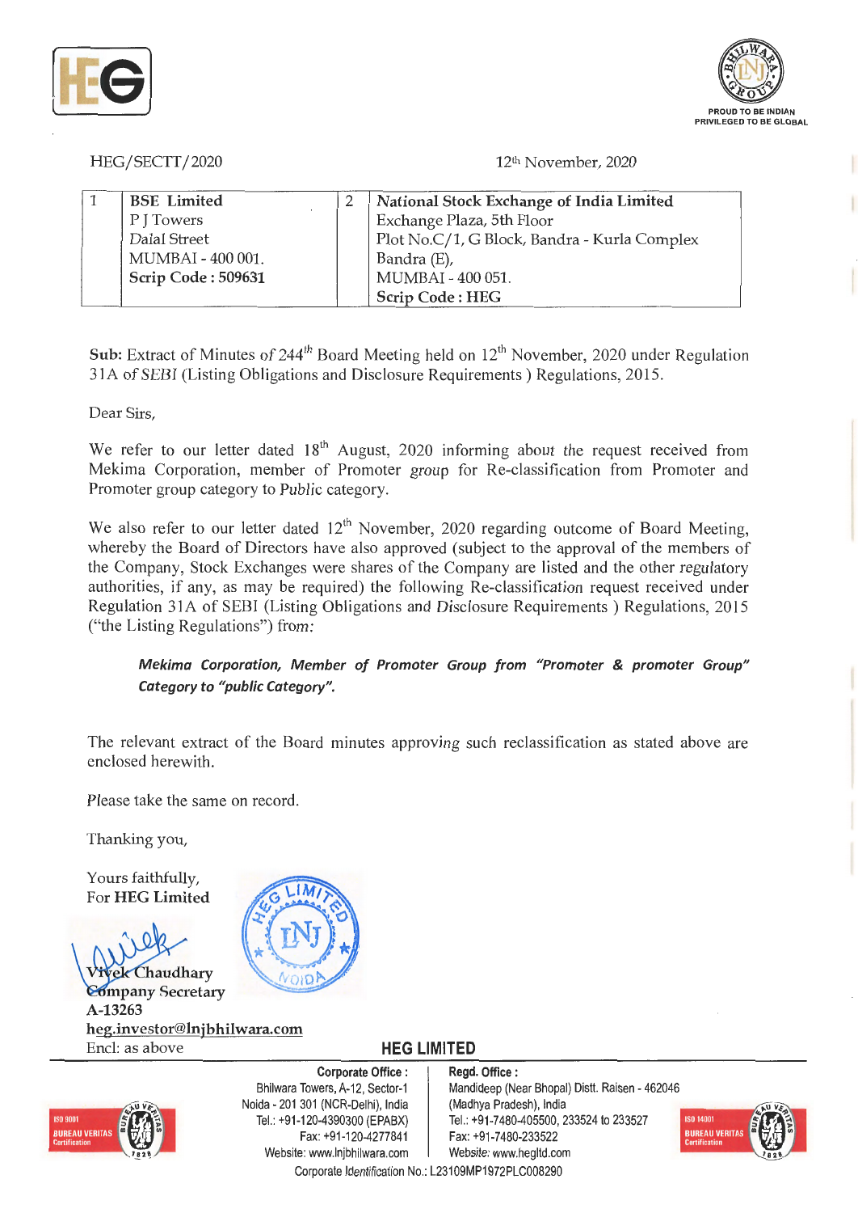HEG/SECTT/2020

12th November, 2020

| 1 | **BSE Limited**<br>P J Towers<br>Dalal Street<br>MUMBAI - 400 001.<br>**Scrip Code : 509631** | 2 | **National Stock Exchange of India Limited**<br>Exchange Plaza, 5th Floor<br>Plot No.C/1, G Block, Bandra - Kurla Complex<br>Bandra (E),<br>MUMBAI - 400 051.<br>**Scrip Code : HEG** |
|---|---|---|---|

**Sub:** Extract of Minutes of 244th Board Meeting held on 12th November, 2020 under Regulation 31A of SEBI (Listing Obligations and Disclosure Requirements ) Regulations, 2015.

Dear Sirs,

We refer to our letter dated 18th August, 2020 informing about the request received from Mekima Corporation, member of Promoter group for Re-classification from Promoter and Promoter group category to Public category.

We also refer to our letter dated 12th November, 2020 regarding outcome of Board Meeting, whereby the Board of Directors have also approved (subject to the approval of the members of the Company, Stock Exchanges were shares of the Company are listed and the other regulatory authorities, if any, as may be required) the following Re-classification request received under Regulation 31A of SEBI (Listing Obligations and Disclosure Requirements ) Regulations, 2015 ("the Listing Regulations") from:

> ***Mekima Corporation, Member of Promoter Group from "Promoter & promoter Group" Category to "public Category".***

The relevant extract of the Board minutes approving such reclassification as stated above are enclosed herewith.

Please take the same on record.

Thanking you,

Yours faithfully,
For **HEG Limited**

**Vivek Chaudhary**
**Company Secretary**
**A-13263**
**heg.investor@lnjbhilwara.com**
Encl: as above

**HEG LIMITED**

**Corporate Office :** Bhilwara Towers, A-12, Sector-1, Noida - 201 301 (NCR-Delhi), India. Tel.: +91-120-4390300 (EPABX) Fax: +91-120-4277841 Website: www.lnjbhilwara.com

**Regd. Office :** Mandideep (Near Bhopal) Distt. Raisen - 462046 (Madhya Pradesh), India Tel.: +91-7480-405500, 233524 to 233527 Fax: +91-7480-233522 Website: www.hegltd.com

Corporate Identification No.: L23109MP1972PLC008290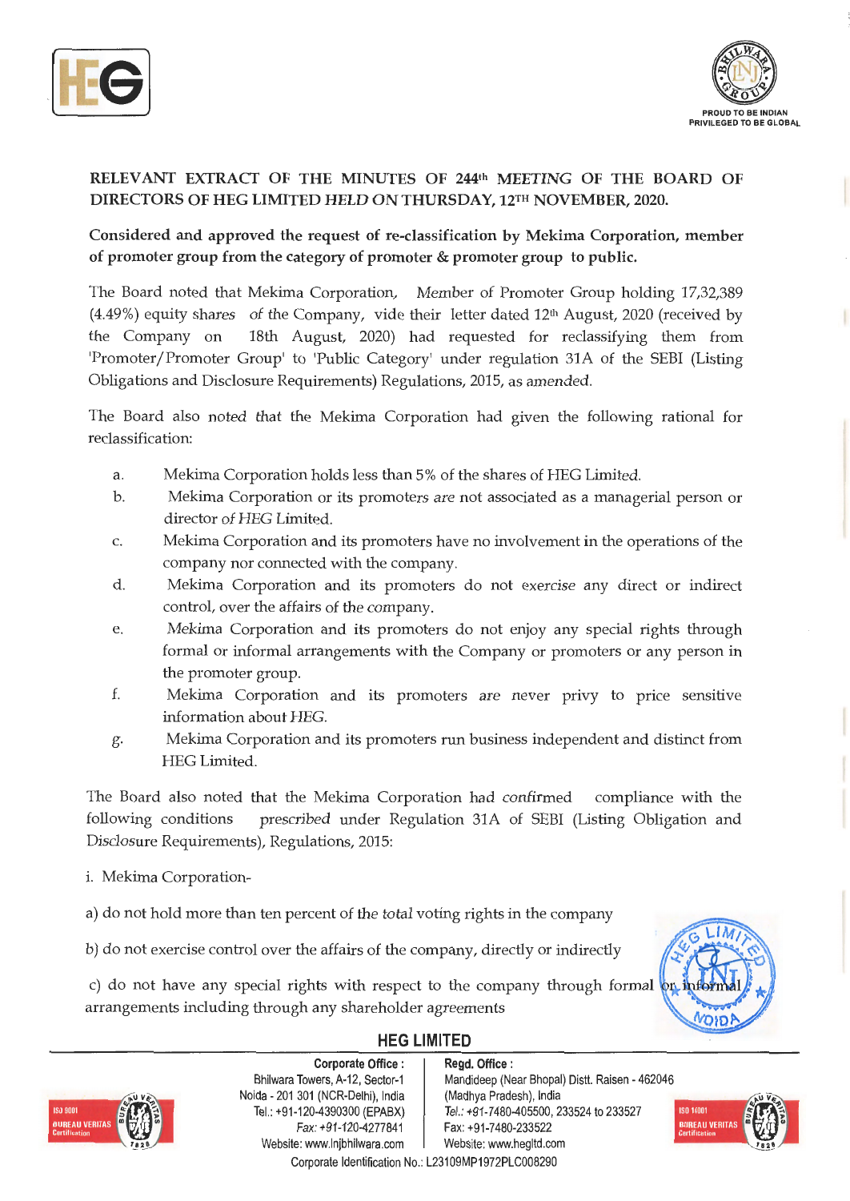**RELEVANT EXTRACT OF THE MINUTES OF 244th MEETING OF THE BOARD OF DIRECTORS OF HEG LIMITED HELD ON THURSDAY, 12TH NOVEMBER, 2020.**

**Considered and approved the request of re-classification by Mekima Corporation, member of promoter group from the category of promoter & promoter group to public.**

The Board noted that Mekima Corporation, Member of Promoter Group holding 17,32,389 (4.49%) equity shares of the Company, vide their letter dated 12th August, 2020 (received by the Company on 18th August, 2020) had requested for reclassifying them from 'Promoter/Promoter Group' to 'Public Category' under regulation 31A of the SEBI (Listing Obligations and Disclosure Requirements) Regulations, 2015, as amended.

The Board also noted that the Mekima Corporation had given the following rational for reclassification:

a. Mekima Corporation holds less than 5% of the shares of HEG Limited.

b. Mekima Corporation or its promoters are not associated as a managerial person or director of HEG Limited.

c. Mekima Corporation and its promoters have no involvement in the operations of the company nor connected with the company.

d. Mekima Corporation and its promoters do not exercise any direct or indirect control, over the affairs of the company.

e. Mekima Corporation and its promoters do not enjoy any special rights through formal or informal arrangements with the Company or promoters or any person in the promoter group.

f. Mekima Corporation and its promoters are never privy to price sensitive information about HEG.

g. Mekima Corporation and its promoters run business independent and distinct from HEG Limited.

The Board also noted that the Mekima Corporation had confirmed compliance with the following conditions prescribed under Regulation 31A of SEBI (Listing Obligation and Disclosure Requirements), Regulations, 2015:

i. Mekima Corporation-

a) do not hold more than ten percent of the total voting rights in the company

b) do not exercise control over the affairs of the company, directly or indirectly

c) do not have any special rights with respect to the company through formal or informal arrangements including through any shareholder agreements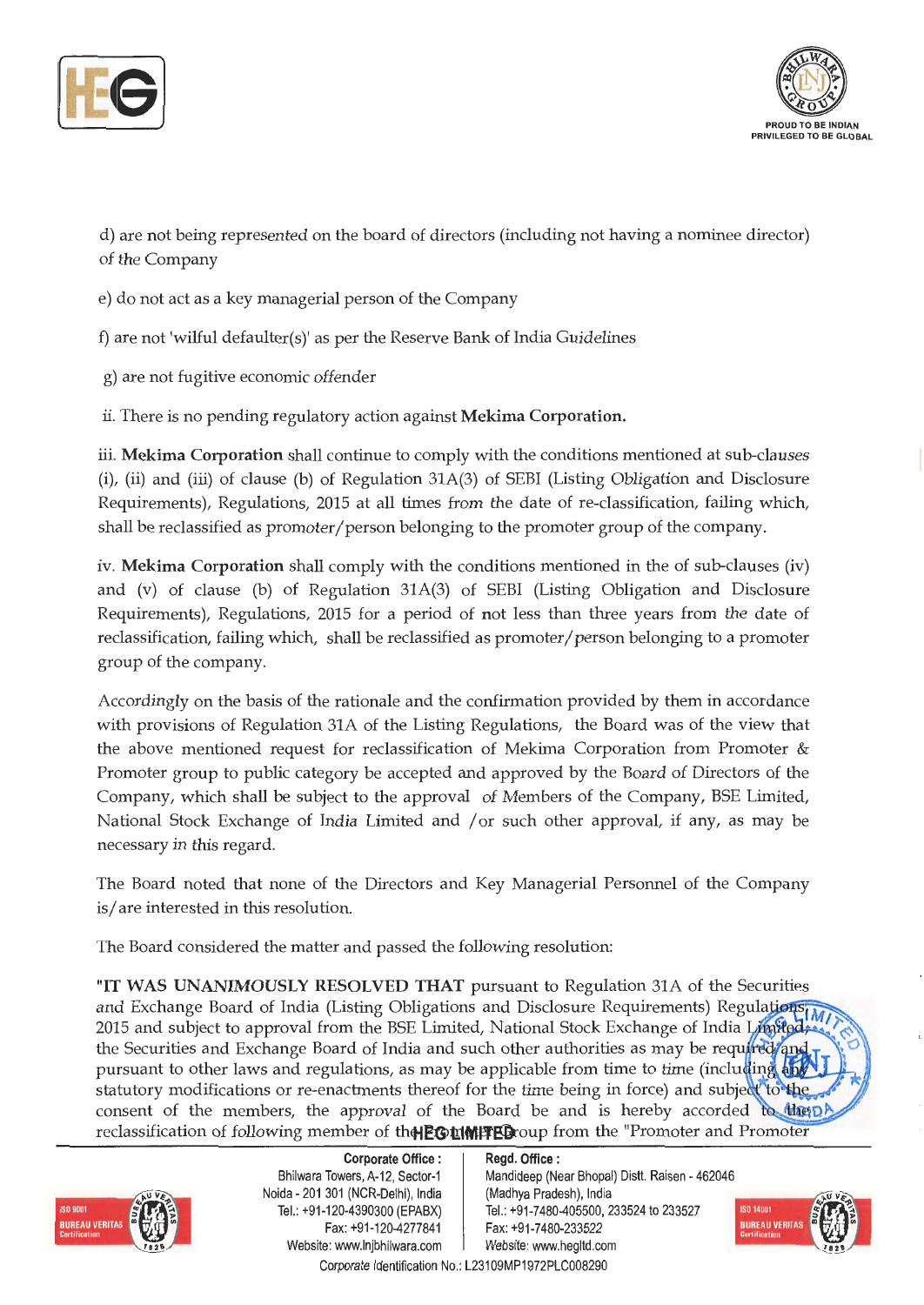d) are not being represented on the board of directors (including not having a nominee director) of the Company

e) do not act as a key managerial person of the Company

f) are not 'wilful defaulter(s)' as per the Reserve Bank of India Guidelines

g) are not fugitive economic offender

ii. There is no pending regulatory action against **Mekima Corporation.**

iii. **Mekima Corporation** shall continue to comply with the conditions mentioned at sub-clauses (i), (ii) and (iii) of clause (b) of Regulation 31A(3) of SEBI (Listing Obligation and Disclosure Requirements), Regulations, 2015 at all times from the date of re-classification, failing which, shall be reclassified as promoter/person belonging to the promoter group of the company.

iv. **Mekima Corporation** shall comply with the conditions mentioned in the of sub-clauses (iv) and (v) of clause (b) of Regulation 31A(3) of SEBI (Listing Obligation and Disclosure Requirements), Regulations, 2015 for a period of not less than three years from the date of reclassification, failing which, shall be reclassified as promoter/person belonging to a promoter group of the company.

Accordingly on the basis of the rationale and the confirmation provided by them in accordance with provisions of Regulation 31A of the Listing Regulations, the Board was of the view that the above mentioned request for reclassification of Mekima Corporation from Promoter & Promoter group to public category be accepted and approved by the Board of Directors of the Company, which shall be subject to the approval of Members of the Company, BSE Limited, National Stock Exchange of India Limited and /or such other approval, if any, as may be necessary in this regard.

The Board noted that none of the Directors and Key Managerial Personnel of the Company is/are interested in this resolution.

The Board considered the matter and passed the following resolution:

**"IT WAS UNANIMOUSLY RESOLVED THAT** pursuant to Regulation 31A of the Securities and Exchange Board of India (Listing Obligations and Disclosure Requirements) Regulations, 2015 and subject to approval from the BSE Limited, National Stock Exchange of India Limited, the Securities and Exchange Board of India and such other authorities as may be required and pursuant to other laws and regulations, as may be applicable from time to time (including any statutory modifications or re-enactments thereof for the time being in force) and subject to the consent of the members, the approval of the Board be and is hereby accorded to the reclassification of following member of the Promoter Group from the "Promoter and Promoter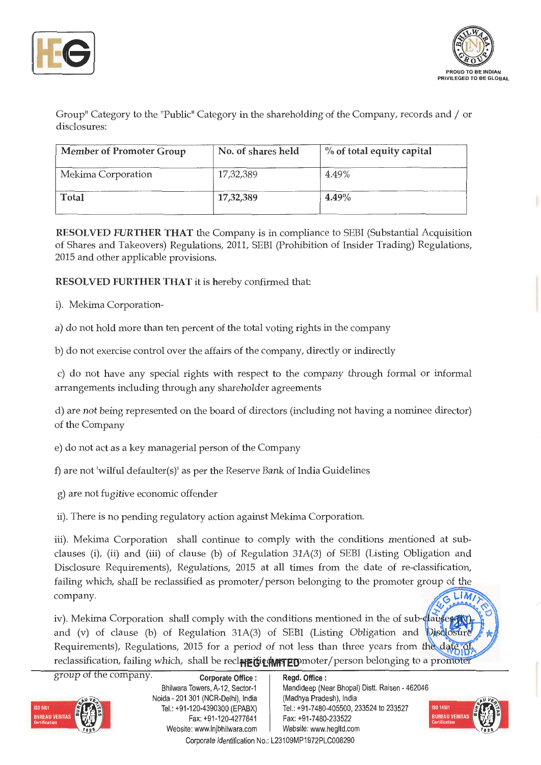Group" Category to the "Public" Category in the shareholding of the Company, records and / or disclosures:

| Member of Promoter Group | No. of shares held | % of total equity capital |
|---|---|---|
| Mekima Corporation | 17,32,389 | 4.49% |
| **Total** | **17,32,389** | **4.49%** |

**RESOLVED FURTHER THAT** the Company is in compliance to SEBI (Substantial Acquisition of Shares and Takeovers) Regulations, 2011, SEBI (Prohibition of Insider Trading) Regulations, 2015 and other applicable provisions.

**RESOLVED FURTHER THAT** it is hereby confirmed that:

i). Mekima Corporation-

a) do not hold more than ten percent of the total voting rights in the company

b) do not exercise control over the affairs of the company, directly or indirectly

c) do not have any special rights with respect to the company through formal or informal arrangements including through any shareholder agreements

d) are not being represented on the board of directors (including not having a nominee director) of the Company

e) do not act as a key managerial person of the Company

f) are not 'wilful defaulter(s)' as per the Reserve Bank of India Guidelines

g) are not fugitive economic offender

ii). There is no pending regulatory action against Mekima Corporation.

iii). Mekima Corporation shall continue to comply with the conditions mentioned at sub-clauses (i), (ii) and (iii) of clause (b) of Regulation 31A(3) of SEBI (Listing Obligation and Disclosure Requirements), Regulations, 2015 at all times from the date of re-classification, failing which, shall be reclassified as promoter/person belonging to the promoter group of the company.

iv). Mekima Corporation shall comply with the conditions mentioned in the of sub-clauses (iv) and (v) of clause (b) of Regulation 31A(3) of SEBI (Listing Obligation and Disclosure Requirements), Regulations, 2015 for a period of not less than three years from the date of reclassification, failing which, shall be reclassified as promoter/person belonging to a promoter group of the company.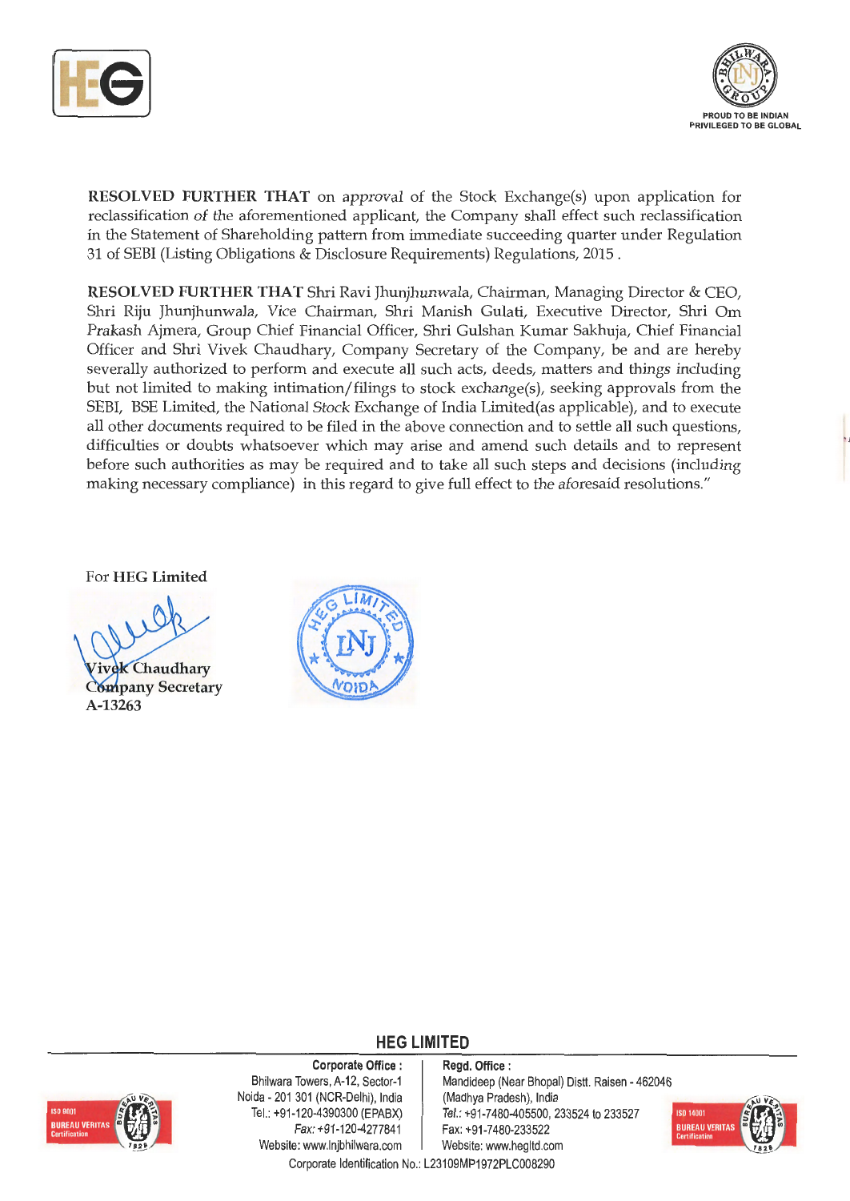**RESOLVED FURTHER THAT** on approval of the Stock Exchange(s) upon application for reclassification of the aforementioned applicant, the Company shall effect such reclassification in the Statement of Shareholding pattern from immediate succeeding quarter under Regulation 31 of SEBI (Listing Obligations & Disclosure Requirements) Regulations, 2015 .

**RESOLVED FURTHER THAT** Shri Ravi Jhunjhunwala, Chairman, Managing Director & CEO, Shri Riju Jhunjhunwala, Vice Chairman, Shri Manish Gulati, Executive Director, Shri Om Prakash Ajmera, Group Chief Financial Officer, Shri Gulshan Kumar Sakhuja, Chief Financial Officer and Shri Vivek Chaudhary, Company Secretary of the Company, be and are hereby severally authorized to perform and execute all such acts, deeds, matters and things including but not limited to making intimation/filings to stock exchange(s), seeking approvals from the SEBI, BSE Limited, the National Stock Exchange of India Limited(as applicable), and to execute all other documents required to be filed in the above connection and to settle all such questions, difficulties or doubts whatsoever which may arise and amend such details and to represent before such authorities as may be required and to take all such steps and decisions (including making necessary compliance) in this regard to give full effect to the aforesaid resolutions."

For **HEG Limited**

**Vivek Chaudhary**
**Company Secretary**
**A-13263**

**HEG LIMITED**

**Corporate Office :**
Bhilwara Towers, A-12, Sector-1
Noida - 201 301 (NCR-Delhi), India
Tel.: +91-120-4390300 (EPABX)
Fax: +91-120-4277841
Website: www.lnjbhilwara.com

**Regd. Office :**
Mandideep (Near Bhopal) Distt. Raisen - 462046
(Madhya Pradesh), India
Tel.: +91-7480-405500, 233524 to 233527
Fax: +91-7480-233522
Website: www.hegltd.com

Corporate Identification No.: L23109MP1972PLC008290